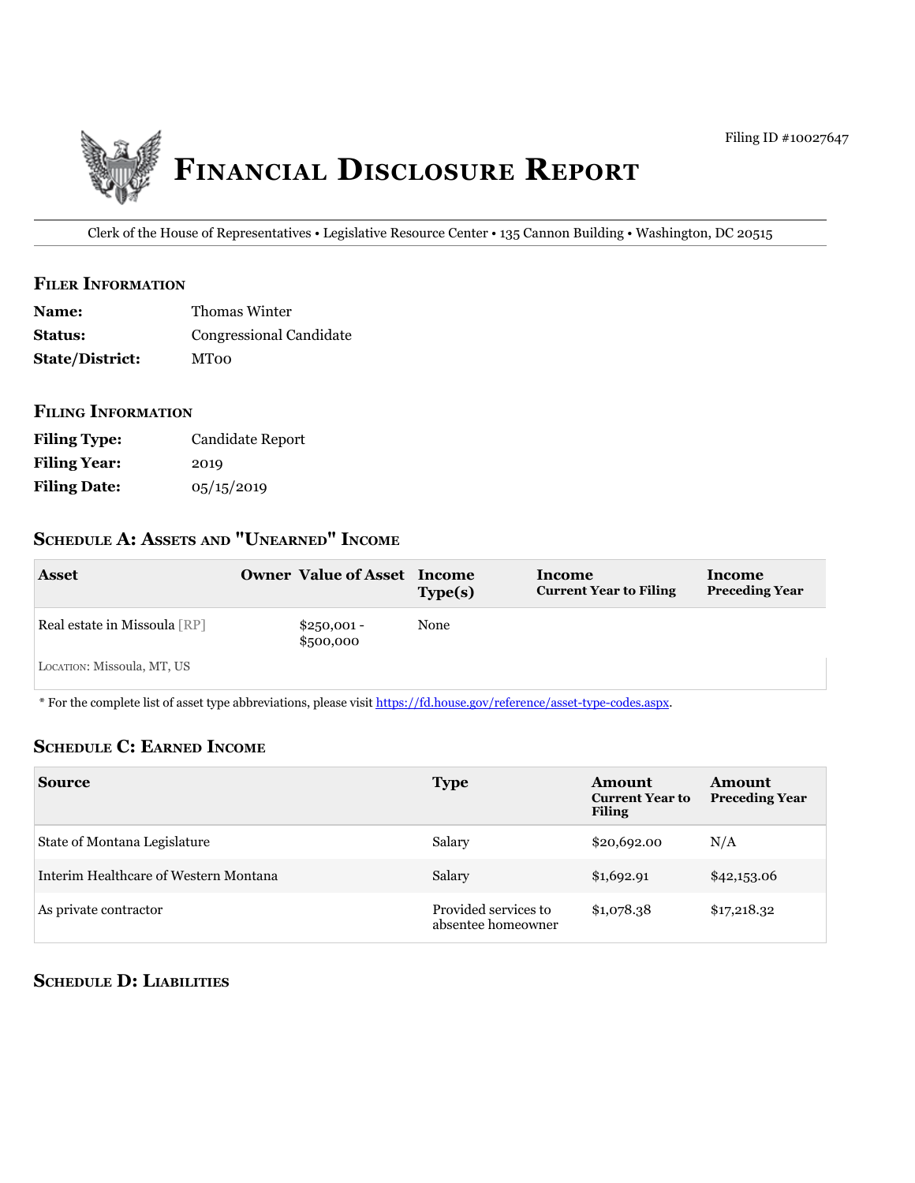Filing ID #10027647

# Financial Disclosure Report

Clerk of the House of Representatives • Legislative Resource Center • 135 Cannon Building • Washington, DC 20515

## Filer Information

**Name:** Thomas Winter
**Status:** Congressional Candidate
**State/District:** MT00

## Filing Information

**Filing Type:** Candidate Report
**Filing Year:** 2019
**Filing Date:** 05/15/2019

## Schedule A: Assets and "Unearned" Income

| Asset | Owner | Value of Asset | Income Type(s) | Income Current Year to Filing | Income Preceding Year |
|---|---|---|---|---|---|
| Real estate in Missoula [RP] | | $250,001 - $500,000 | None | | |
| Location: Missoula, MT, US | | | | | |

* For the complete list of asset type abbreviations, please visit https://fd.house.gov/reference/asset-type-codes.aspx.

## Schedule C: Earned Income

| Source | Type | Amount Current Year to Filing | Amount Preceding Year |
|---|---|---|---|
| State of Montana Legislature | Salary | $20,692.00 | N/A |
| Interim Healthcare of Western Montana | Salary | $1,692.91 | $42,153.06 |
| As private contractor | Provided services to absentee homeowner | $1,078.38 | $17,218.32 |

## Schedule D: Liabilities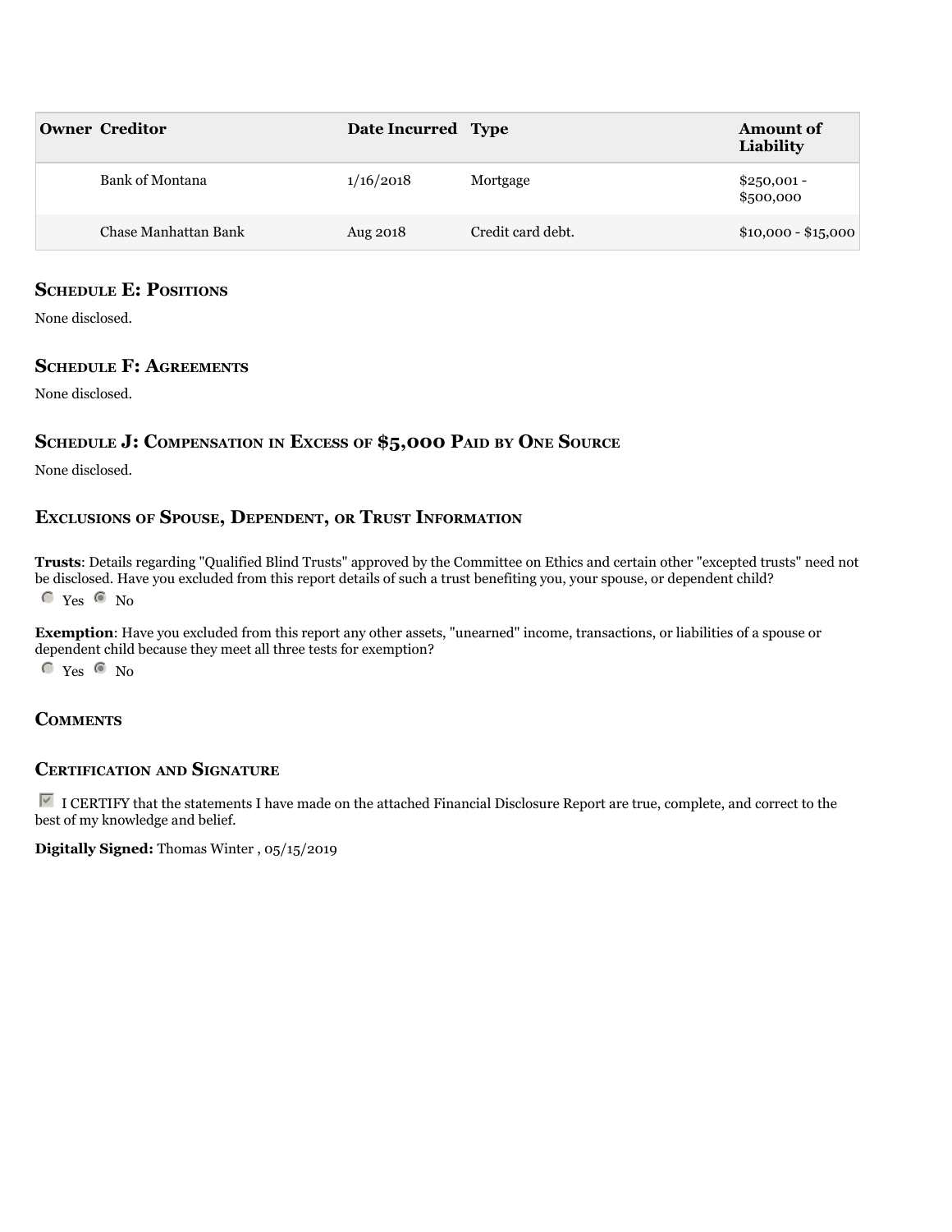| Owner | Creditor | Date Incurred | Type | Amount of Liability |
|---|---|---|---|---|
| | Bank of Montana | 1/16/2018 | Mortgage | $250,001 - $500,000 |
| | Chase Manhattan Bank | Aug 2018 | Credit card debt. | $10,000 - $15,000 |

## Schedule E: Positions

None disclosed.

## Schedule F: Agreements

None disclosed.

## Schedule J: Compensation in Excess of $5,000 Paid by One Source

None disclosed.

## Exclusions of Spouse, Dependent, or Trust Information

**Trusts**: Details regarding "Qualified Blind Trusts" approved by the Committee on Ethics and certain other "excepted trusts" need not be disclosed. Have you excluded from this report details of such a trust benefiting you, your spouse, or dependent child?

- [ ] Yes
- [x] No

**Exemption**: Have you excluded from this report any other assets, "unearned" income, transactions, or liabilities of a spouse or dependent child because they meet all three tests for exemption?

- [ ] Yes
- [x] No

## Comments

## Certification and Signature

- [x] I CERTIFY that the statements I have made on the attached Financial Disclosure Report are true, complete, and correct to the best of my knowledge and belief.

**Digitally Signed:** Thomas Winter , 05/15/2019